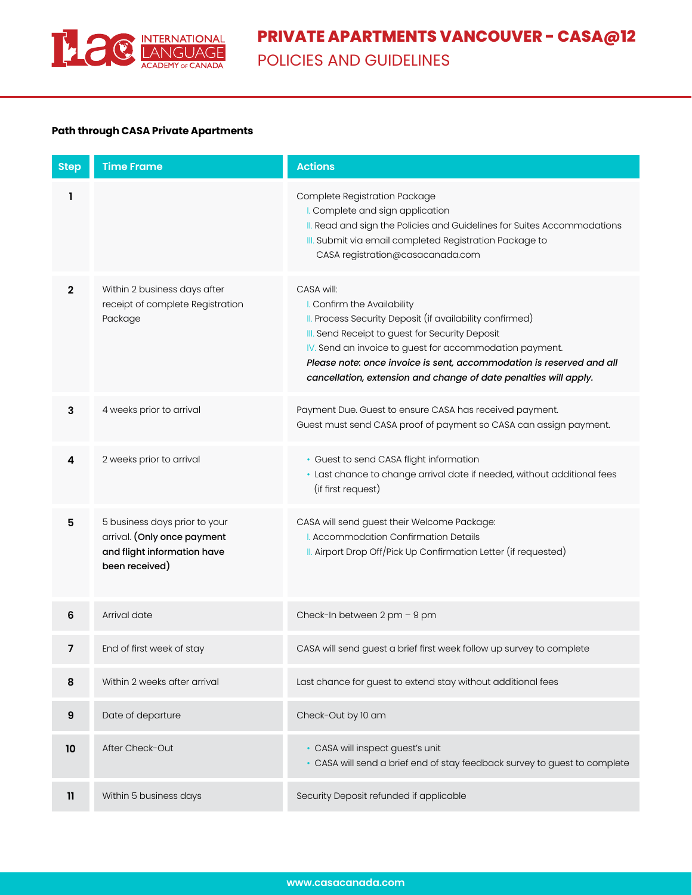# PRIVATE APARTMENTS VANCOUVER - CASA@12

## POLICIES AND GUIDELINES

**Path through CASA Private Apartments**

| Step | Time Frame | Actions |
|---|---|---|
| **1** | | Complete Registration Package<br>I. Complete and sign application<br>II. Read and sign the Policies and Guidelines for Suites Accommodations<br>III. Submit via email completed Registration Package to CASA registration@casacanada.com |
| **2** | Within 2 business days after receipt of complete Registration Package | CASA will:<br>I. Confirm the Availability<br>II. Process Security Deposit (if availability confirmed)<br>III. Send Receipt to guest for Security Deposit<br>IV. Send an invoice to guest for accommodation payment.<br>***Please note: once invoice is sent, accommodation is reserved and all cancellation, extension and change of date penalties will apply.*** |
| **3** | 4 weeks prior to arrival | Payment Due. Guest to ensure CASA has received payment.<br>Guest must send CASA proof of payment so CASA can assign payment. |
| **4** | 2 weeks prior to arrival | • Guest to send CASA flight information<br>• Last chance to change arrival date if needed, without additional fees (if first request) |
| **5** | 5 business days prior to your arrival. **(Only once payment and flight information have been received)** | CASA will send guest their Welcome Package:<br>I. Accommodation Confirmation Details<br>II. Airport Drop Off/Pick Up Confirmation Letter (if requested) |
| **6** | Arrival date | Check-In between 2 pm – 9 pm |
| **7** | End of first week of stay | CASA will send guest a brief first week follow up survey to complete |
| **8** | Within 2 weeks after arrival | Last chance for guest to extend stay without additional fees |
| **9** | Date of departure | Check-Out by 10 am |
| **10** | After Check-Out | • CASA will inspect guest's unit<br>• CASA will send a brief end of stay feedback survey to guest to complete |
| **11** | Within 5 business days | Security Deposit refunded if applicable |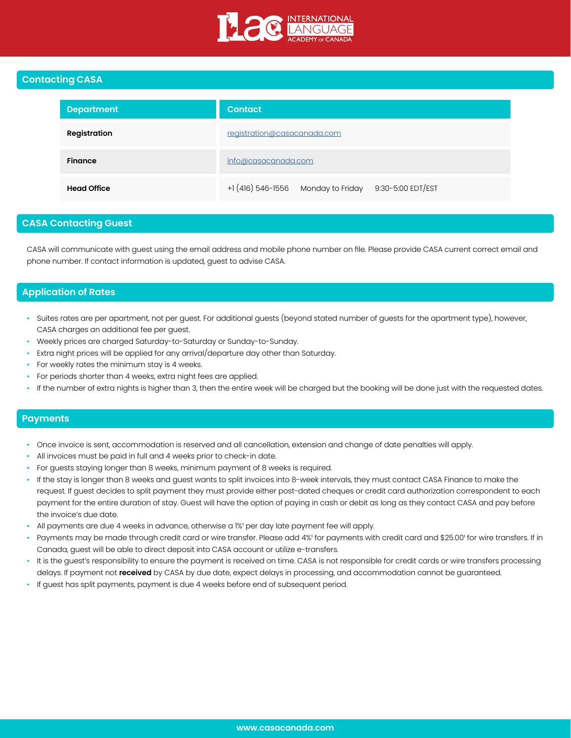## Contacting CASA

| Department | Contact |
|---|---|
| **Registration** | registration@casacanada.com |
| **Finance** | info@casacanada.com |
| **Head Office** | +1 (416) 546-1556 Monday to Friday 9:30-5:00 EDT/EST |

## CASA Contacting Guest

CASA will communicate with guest using the email address and mobile phone number on file. Please provide CASA current correct email and phone number. If contact information is updated, guest to advise CASA.

## Application of Rates

- Suites rates are per apartment, not per guest. For additional guests (beyond stated number of guests for the apartment type), however, CASA charges an additional fee per guest.
- Weekly prices are charged Saturday-to-Saturday or Sunday-to-Sunday.
- Extra night prices will be applied for any arrival/departure day other than Saturday.
- For weekly rates the minimum stay is 4 weeks.
- For periods shorter than 4 weeks, extra night fees are applied.
- If the number of extra nights is higher than 3, then the entire week will be charged but the booking will be done just with the requested dates.

## Payments

- Once invoice is sent, accommodation is reserved and all cancellation, extension and change of date penalties will apply.
- All invoices must be paid in full and 4 weeks prior to check-in date.
- For guests staying longer than 8 weeks, minimum payment of 8 weeks is required.
- If the stay is longer than 8 weeks and guest wants to split invoices into 8-week intervals, they must contact CASA Finance to make the request. If guest decides to split payment they must provide either post-dated cheques or credit card authorization correspondent to each payment for the entire duration of stay. Guest will have the option of paying in cash or debit as long as they contact CASA and pay before the invoice's due date.
- All payments are due 4 weeks in advance, otherwise a 1%[1] per day late payment fee will apply.
- Payments may be made through credit card or wire transfer. Please add 4%[1] for payments with credit card and $25.00[1] for wire transfers. If in Canada, guest will be able to direct deposit into CASA account or utilize e-transfers.
- It is the guest's responsibility to ensure the payment is received on time. CASA is not responsible for credit cards or wire transfers processing delays. If payment not **received** by CASA by due date, expect delays in processing, and accommodation cannot be guaranteed.
- If guest has split payments, payment is due 4 weeks before end of subsequent period.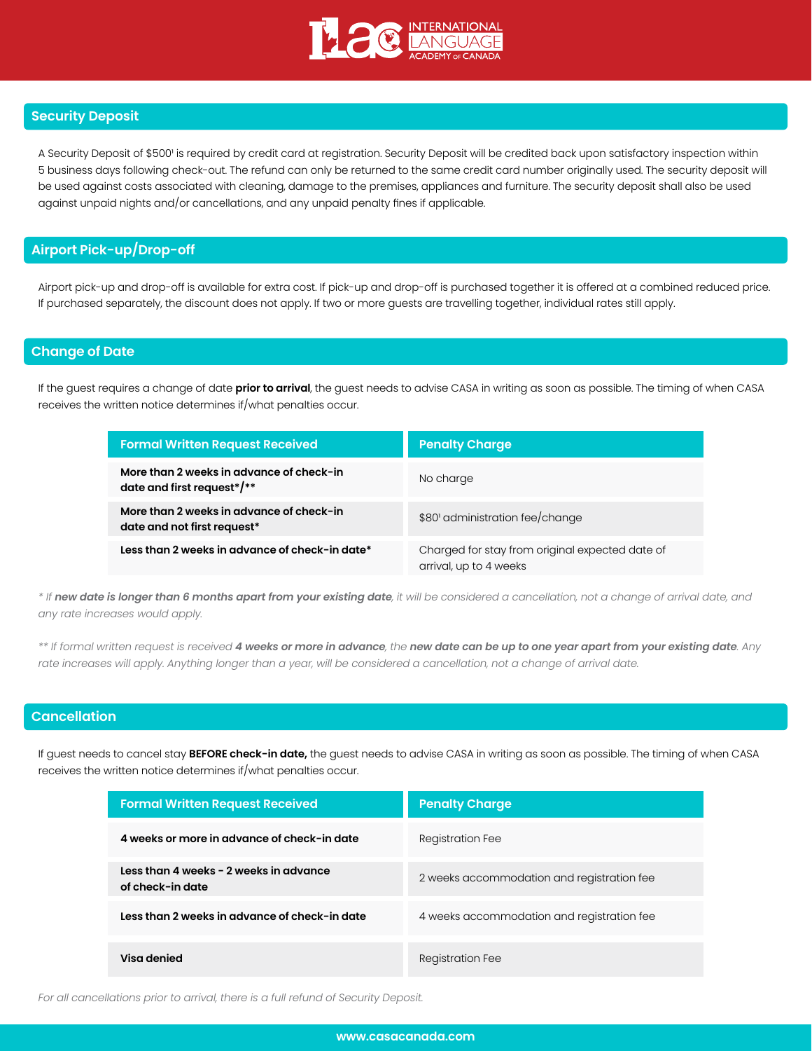## Security Deposit

A Security Deposit of $500[1] is required by credit card at registration. Security Deposit will be credited back upon satisfactory inspection within 5 business days following check-out. The refund can only be returned to the same credit card number originally used. The security deposit will be used against costs associated with cleaning, damage to the premises, appliances and furniture. The security deposit shall also be used against unpaid nights and/or cancellations, and any unpaid penalty fines if applicable.

## Airport Pick-up/Drop-off

Airport pick-up and drop-off is available for extra cost. If pick-up and drop-off is purchased together it is offered at a combined reduced price. If purchased separately, the discount does not apply. If two or more guests are travelling together, individual rates still apply.

## Change of Date

If the guest requires a change of date **prior to arrival**, the guest needs to advise CASA in writing as soon as possible. The timing of when CASA receives the written notice determines if/what penalties occur.

| Formal Written Request Received | Penalty Charge |
| --- | --- |
| **More than 2 weeks in advance of check-in date and first request*/\*\*** | No charge |
| **More than 2 weeks in advance of check-in date and not first request*** | $80[1] administration fee/change |
| **Less than 2 weeks in advance of check-in date*** | Charged for stay from original expected date of arrival, up to 4 weeks |

*\* If **new date is longer than 6 months apart from your existing date**, it will be considered a cancellation, not a change of arrival date, and any rate increases would apply.*

*\*\* If formal written request is received **4 weeks or more in advance**, the **new date can be up to one year apart from your existing date**. Any rate increases will apply. Anything longer than a year, will be considered a cancellation, not a change of arrival date.*

## Cancellation

If guest needs to cancel stay **BEFORE check-in date,** the guest needs to advise CASA in writing as soon as possible. The timing of when CASA receives the written notice determines if/what penalties occur.

| Formal Written Request Received | Penalty Charge |
| --- | --- |
| **4 weeks or more in advance of check-in date** | Registration Fee |
| **Less than 4 weeks - 2 weeks in advance of check-in date** | 2 weeks accommodation and registration fee |
| **Less than 2 weeks in advance of check-in date** | 4 weeks accommodation and registration fee |
| **Visa denied** | Registration Fee |

*For all cancellations prior to arrival, there is a full refund of Security Deposit.*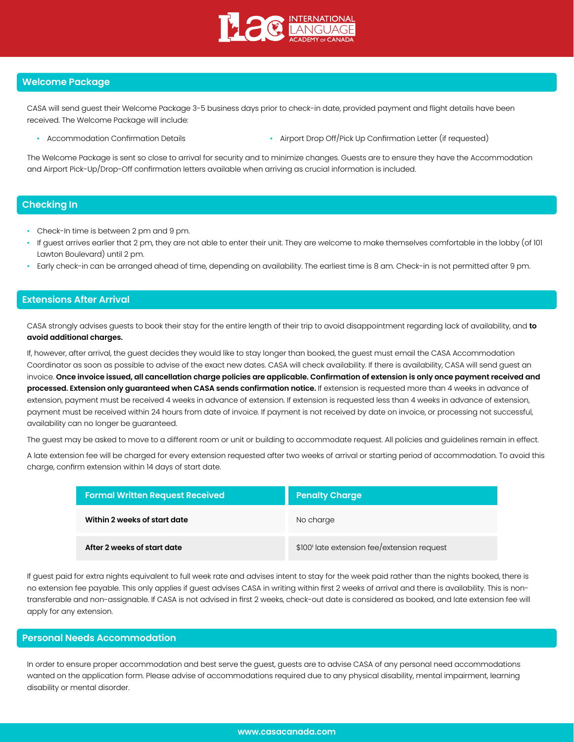## Welcome Package

CASA will send guest their Welcome Package 3-5 business days prior to check-in date, provided payment and flight details have been received. The Welcome Package will include:

- Accommodation Confirmation Details
- Airport Drop Off/Pick Up Confirmation Letter (if requested)

The Welcome Package is sent so close to arrival for security and to minimize changes. Guests are to ensure they have the Accommodation and Airport Pick-Up/Drop-Off confirmation letters available when arriving as crucial information is included.

## Checking In

- Check-In time is between 2 pm and 9 pm.
- If guest arrives earlier that 2 pm, they are not able to enter their unit. They are welcome to make themselves comfortable in the lobby (of 101 Lawton Boulevard) until 2 pm.
- Early check-in can be arranged ahead of time, depending on availability. The earliest time is 8 am. Check-in is not permitted after 9 pm.

## Extensions After Arrival

CASA strongly advises guests to book their stay for the entire length of their trip to avoid disappointment regarding lack of availability, and **to avoid additional charges.**

If, however, after arrival, the guest decides they would like to stay longer than booked, the guest must email the CASA Accommodation Coordinator as soon as possible to advise of the exact new dates. CASA will check availability. If there is availability, CASA will send guest an invoice. **Once invoice issued, all cancellation charge policies are applicable. Confirmation of extension is only once payment received and processed. Extension only guaranteed when CASA sends confirmation notice.** If extension is requested more than 4 weeks in advance of extension, payment must be received 4 weeks in advance of extension. If extension is requested less than 4 weeks in advance of extension, payment must be received within 24 hours from date of invoice. If payment is not received by date on invoice, or processing not successful, availability can no longer be guaranteed.

The guest may be asked to move to a different room or unit or building to accommodate request. All policies and guidelines remain in effect.

A late extension fee will be charged for every extension requested after two weeks of arrival or starting period of accommodation. To avoid this charge, confirm extension within 14 days of start date.

| Formal Written Request Received | Penalty Charge |
|---|---|
| **Within 2 weeks of start date** | No charge |
| **After 2 weeks of start date** | $100[1] late extension fee/extension request |

If guest paid for extra nights equivalent to full week rate and advises intent to stay for the week paid rather than the nights booked, there is no extension fee payable. This only applies if guest advises CASA in writing within first 2 weeks of arrival and there is availability. This is non-transferable and non-assignable. If CASA is not advised in first 2 weeks, check-out date is considered as booked, and late extension fee will apply for any extension.

## Personal Needs Accommodation

In order to ensure proper accommodation and best serve the guest, guests are to advise CASA of any personal need accommodations wanted on the application form. Please advise of accommodations required due to any physical disability, mental impairment, learning disability or mental disorder.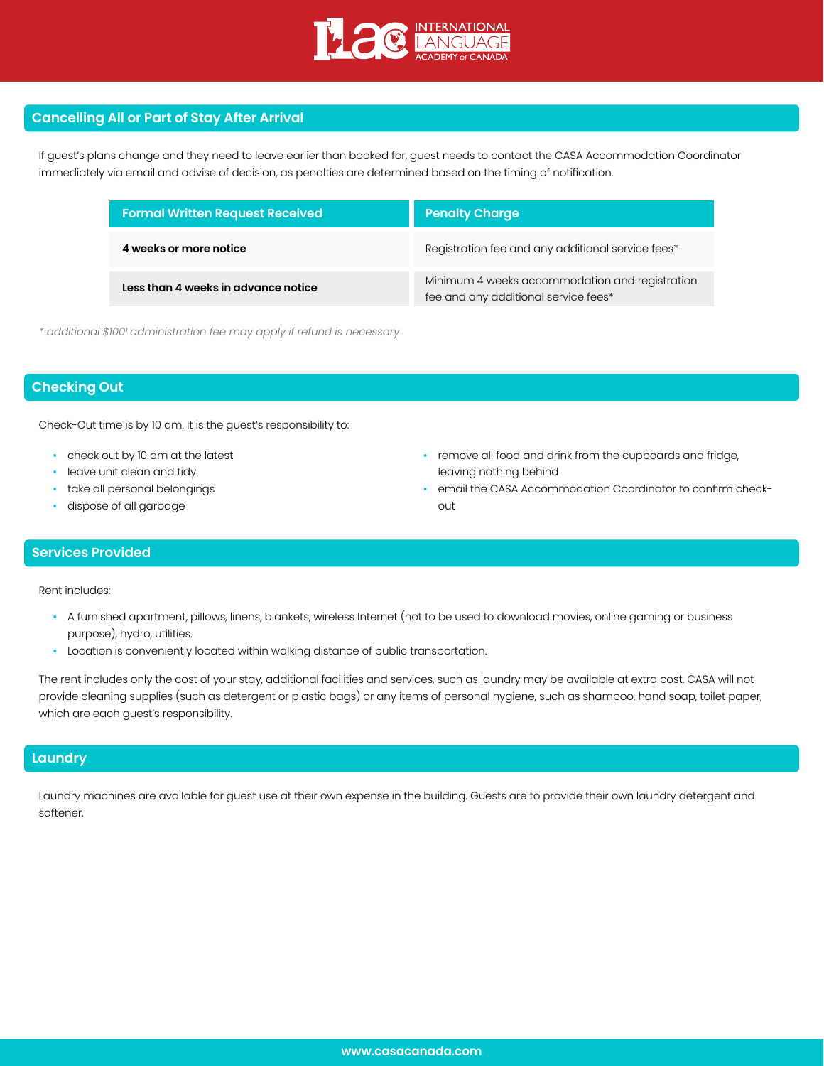## Cancelling All or Part of Stay After Arrival

If guest's plans change and they need to leave earlier than booked for, guest needs to contact the CASA Accommodation Coordinator immediately via email and advise of decision, as penalties are determined based on the timing of notification.

| Formal Written Request Received | Penalty Charge |
|---|---|
| **4 weeks or more notice** | Registration fee and any additional service fees* |
| **Less than 4 weeks in advance notice** | Minimum 4 weeks accommodation and registration fee and any additional service fees* |

*\* additional $100[1] administration fee may apply if refund is necessary*

## Checking Out

Check-Out time is by 10 am. It is the guest's responsibility to:

- check out by 10 am at the latest
- leave unit clean and tidy
- take all personal belongings
- dispose of all garbage
- remove all food and drink from the cupboards and fridge, leaving nothing behind
- email the CASA Accommodation Coordinator to confirm check-out

## Services Provided

Rent includes:

- A furnished apartment, pillows, linens, blankets, wireless Internet (not to be used to download movies, online gaming or business purpose), hydro, utilities.
- Location is conveniently located within walking distance of public transportation.

The rent includes only the cost of your stay, additional facilities and services, such as laundry may be available at extra cost. CASA will not provide cleaning supplies (such as detergent or plastic bags) or any items of personal hygiene, such as shampoo, hand soap, toilet paper, which are each guest's responsibility.

## Laundry

Laundry machines are available for guest use at their own expense in the building. Guests are to provide their own laundry detergent and softener.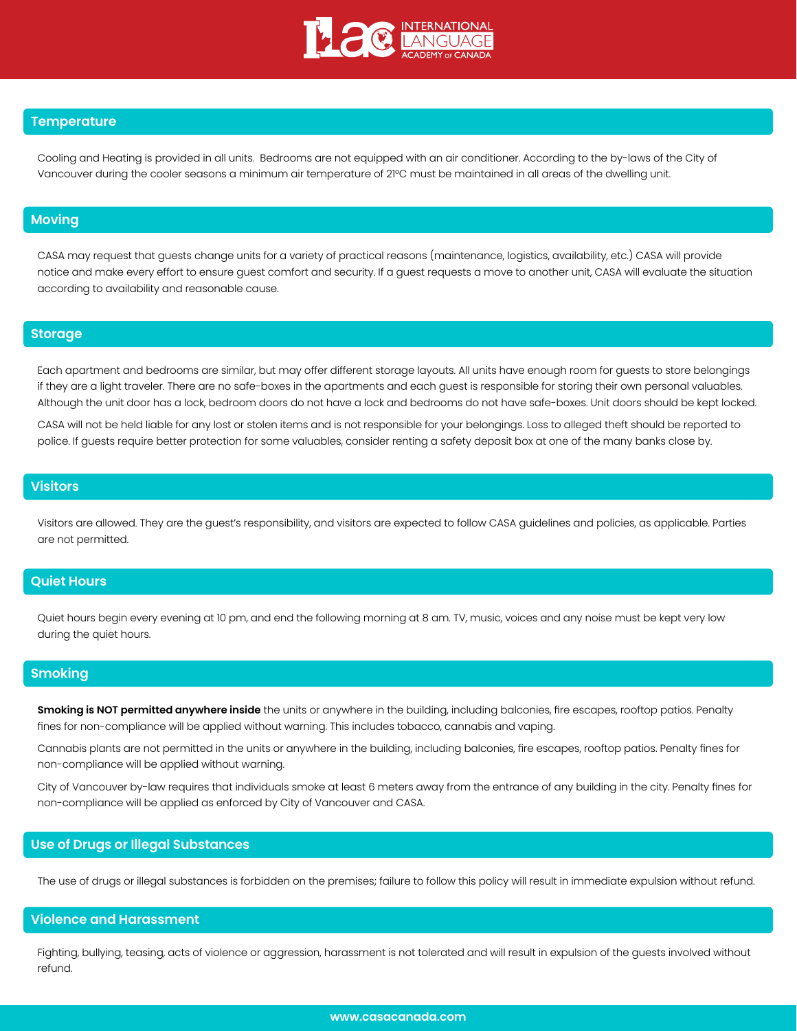## Temperature

Cooling and Heating is provided in all units. Bedrooms are not equipped with an air conditioner. According to the by-laws of the City of Vancouver during the cooler seasons a minimum air temperature of 21ºC must be maintained in all areas of the dwelling unit.

## Moving

CASA may request that guests change units for a variety of practical reasons (maintenance, logistics, availability, etc.) CASA will provide notice and make every effort to ensure guest comfort and security. If a guest requests a move to another unit, CASA will evaluate the situation according to availability and reasonable cause.

## Storage

Each apartment and bedrooms are similar, but may offer different storage layouts. All units have enough room for guests to store belongings if they are a light traveler. There are no safe-boxes in the apartments and each guest is responsible for storing their own personal valuables. Although the unit door has a lock, bedroom doors do not have a lock and bedrooms do not have safe-boxes. Unit doors should be kept locked.

CASA will not be held liable for any lost or stolen items and is not responsible for your belongings. Loss to alleged theft should be reported to police. If guests require better protection for some valuables, consider renting a safety deposit box at one of the many banks close by.

## Visitors

Visitors are allowed. They are the guest's responsibility, and visitors are expected to follow CASA guidelines and policies, as applicable. Parties are not permitted.

## Quiet Hours

Quiet hours begin every evening at 10 pm, and end the following morning at 8 am. TV, music, voices and any noise must be kept very low during the quiet hours.

## Smoking

**Smoking is NOT permitted anywhere inside** the units or anywhere in the building, including balconies, fire escapes, rooftop patios. Penalty fines for non-compliance will be applied without warning. This includes tobacco, cannabis and vaping.

Cannabis plants are not permitted in the units or anywhere in the building, including balconies, fire escapes, rooftop patios. Penalty fines for non-compliance will be applied without warning.

City of Vancouver by-law requires that individuals smoke at least 6 meters away from the entrance of any building in the city. Penalty fines for non-compliance will be applied as enforced by City of Vancouver and CASA.

## Use of Drugs or Illegal Substances

The use of drugs or illegal substances is forbidden on the premises; failure to follow this policy will result in immediate expulsion without refund.

## Violence and Harassment

Fighting, bullying, teasing, acts of violence or aggression, harassment is not tolerated and will result in expulsion of the guests involved without refund.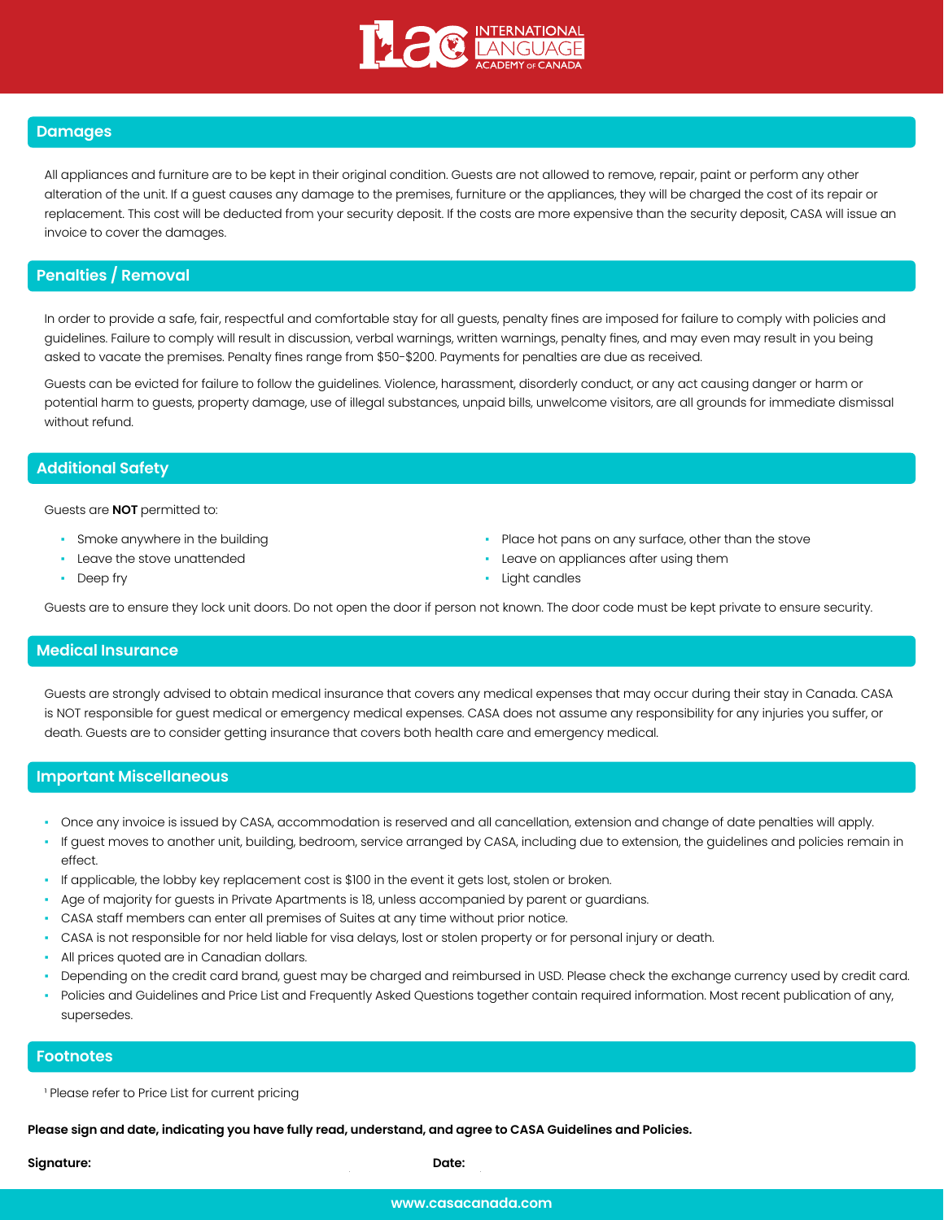## Damages

All appliances and furniture are to be kept in their original condition. Guests are not allowed to remove, repair, paint or perform any other alteration of the unit. If a guest causes any damage to the premises, furniture or the appliances, they will be charged the cost of its repair or replacement. This cost will be deducted from your security deposit. If the costs are more expensive than the security deposit, CASA will issue an invoice to cover the damages.

## Penalties / Removal

In order to provide a safe, fair, respectful and comfortable stay for all guests, penalty fines are imposed for failure to comply with policies and guidelines. Failure to comply will result in discussion, verbal warnings, written warnings, penalty fines, and may even may result in you being asked to vacate the premises. Penalty fines range from $50-$200. Payments for penalties are due as received.

Guests can be evicted for failure to follow the guidelines. Violence, harassment, disorderly conduct, or any act causing danger or harm or potential harm to guests, property damage, use of illegal substances, unpaid bills, unwelcome visitors, are all grounds for immediate dismissal without refund.

## Additional Safety

Guests are **NOT** permitted to:

- Smoke anywhere in the building
- Leave the stove unattended
- Deep fry
- Place hot pans on any surface, other than the stove
- Leave on appliances after using them
- Light candles

Guests are to ensure they lock unit doors. Do not open the door if person not known. The door code must be kept private to ensure security.

## Medical Insurance

Guests are strongly advised to obtain medical insurance that covers any medical expenses that may occur during their stay in Canada. CASA is NOT responsible for guest medical or emergency medical expenses. CASA does not assume any responsibility for any injuries you suffer, or death. Guests are to consider getting insurance that covers both health care and emergency medical.

## Important Miscellaneous

- Once any invoice is issued by CASA, accommodation is reserved and all cancellation, extension and change of date penalties will apply.
- If guest moves to another unit, building, bedroom, service arranged by CASA, including due to extension, the guidelines and policies remain in effect.
- If applicable, the lobby key replacement cost is $100 in the event it gets lost, stolen or broken.
- Age of majority for guests in Private Apartments is 18, unless accompanied by parent or guardians.
- CASA staff members can enter all premises of Suites at any time without prior notice.
- CASA is not responsible for nor held liable for visa delays, lost or stolen property or for personal injury or death.
- All prices quoted are in Canadian dollars.
- Depending on the credit card brand, guest may be charged and reimbursed in USD. Please check the exchange currency used by credit card.
- Policies and Guidelines and Price List and Frequently Asked Questions together contain required information. Most recent publication of any, supersedes.

## Footnotes

[1] Please refer to Price List for current pricing

**Please sign and date, indicating you have fully read, understand, and agree to CASA Guidelines and Policies.**

**Signature:** **Date:**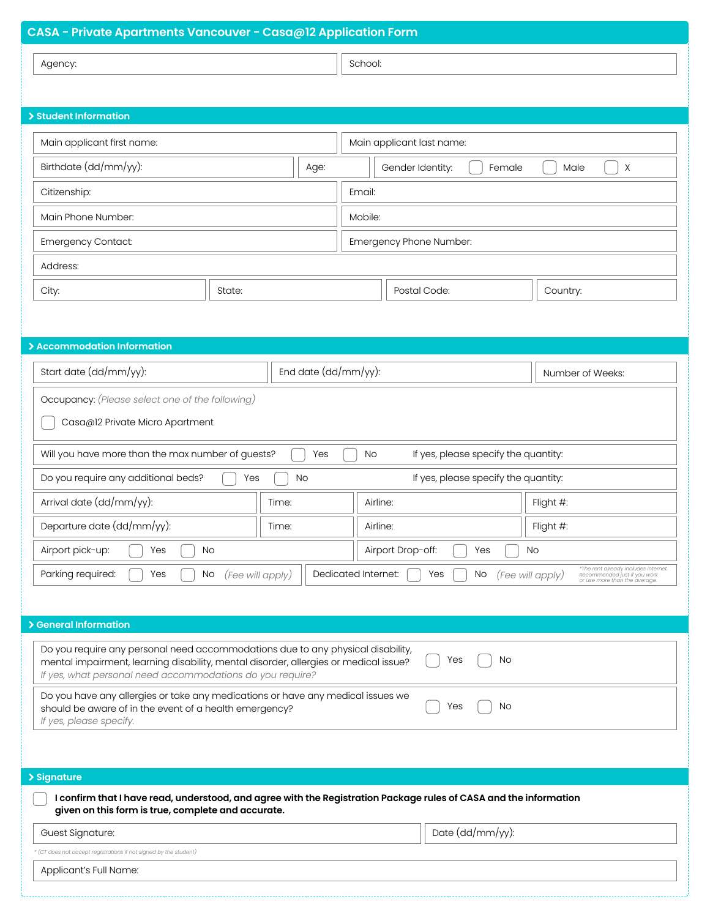# CASA - Private Apartments Vancouver - Casa@12 Application Form

Agency:

School:

## > Student Information

Main applicant first name:

Main applicant last name:

Birthdate (dd/mm/yy):

Age:

Gender Identity: ☐ Female ☐ Male ☐ X

Citizenship:

Email:

Main Phone Number:

Mobile:

Emergency Contact:

Emergency Phone Number:

Address:

City:

State:

Postal Code:

Country:

## > Accommodation Information

Start date (dd/mm/yy):

End date (dd/mm/yy):

Number of Weeks:

Occupancy: *(Please select one of the following)*

☐ Casa@12 Private Micro Apartment

Will you have more than the max number of guests? ☐ Yes ☐ No If yes, please specify the quantity:

Do you require any additional beds? ☐ Yes ☐ No If yes, please specify the quantity:

Arrival date (dd/mm/yy):

Time:

Airline:

Flight #:

Departure date (dd/mm/yy):

Time:

Airline:

Flight #:

Airport pick-up: ☐ Yes ☐ No

Airport Drop-off: ☐ Yes ☐ No

Parking required: ☐ Yes ☐ No *(Fee will apply)*

Dedicated Internet: ☐ Yes ☐ No *(Fee will apply)* *\*The rent already includes internet. Recommended just if you work or use more than the average.*

## > General Information

Do you require any personal need accommodations due to any physical disability, mental impairment, learning disability, mental disorder, allergies or medical issue? ☐ Yes ☐ No

*If yes, what personal need accommodations do you require?*

Do you have any allergies or take any medications or have any medical issues we should be aware of in the event of a health emergency? ☐ Yes ☐ No

*If yes, please specify.*

## > Signature

☐ **I confirm that I have read, understood, and agree with the Registration Package rules of CASA and the information given on this form is true, complete and accurate.**

Guest Signature:

Date (dd/mm/yy):

*\* (CT does not accept registrations if not signed by the student)*

Applicant's Full Name: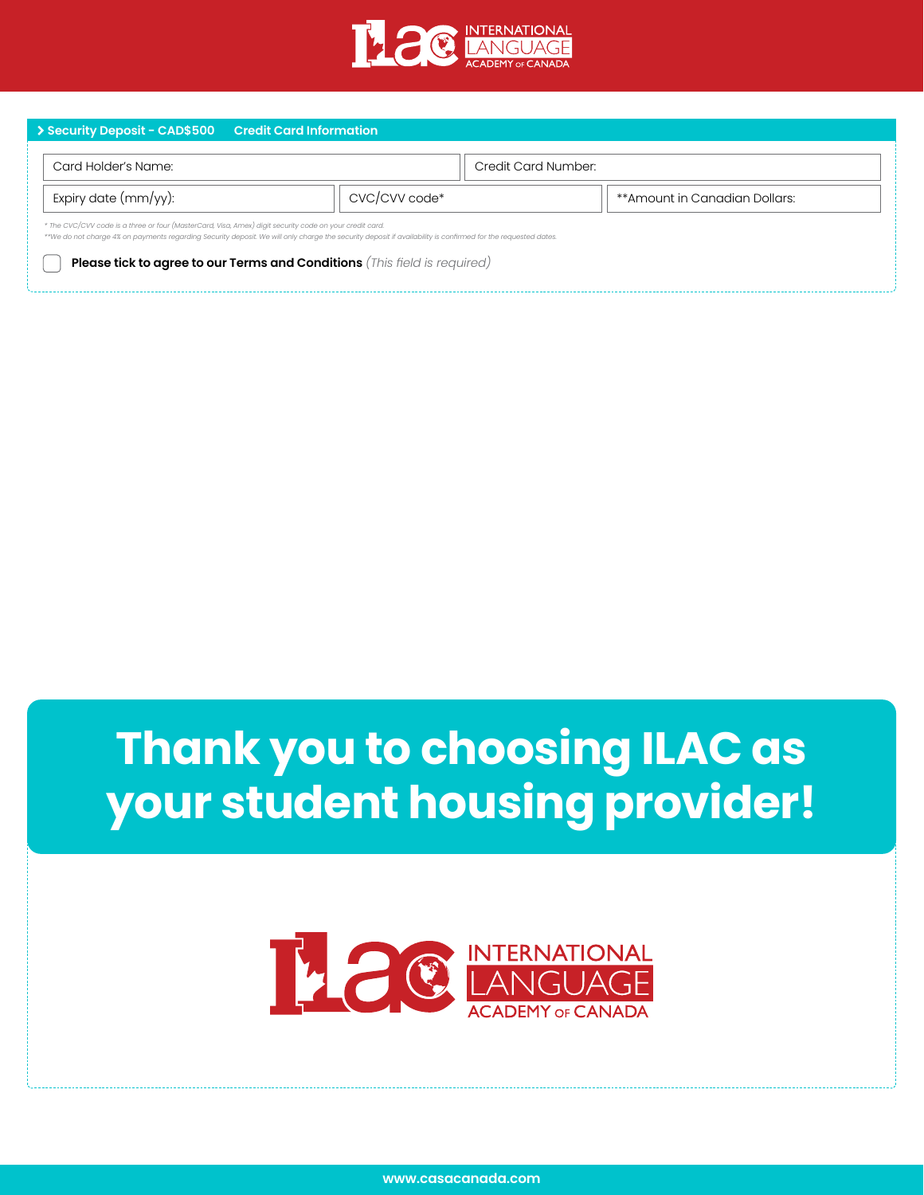## Security Deposit - CAD$500 — Credit Card Information

| | |
|---|---|
| Card Holder's Name: | Credit Card Number: |

| | | |
|---|---|---|
| Expiry date (mm/yy): | CVC/CVV code* | **Amount in Canadian Dollars: |

*\* The CVC/CVV code is a three or four (MasterCard, Visa, Amex) digit security code on your credit card.*
*\*\*We do not charge 4% on payments regarding Security deposit. We will only charge the security deposit if availability is confirmed for the requested dates.*

☐ **Please tick to agree to our Terms and Conditions** *(This field is required)*

# Thank you to choosing ILAC as your student housing provider!

ILAC INTERNATIONAL LANGUAGE ACADEMY OF CANADA

www.casacanada.com